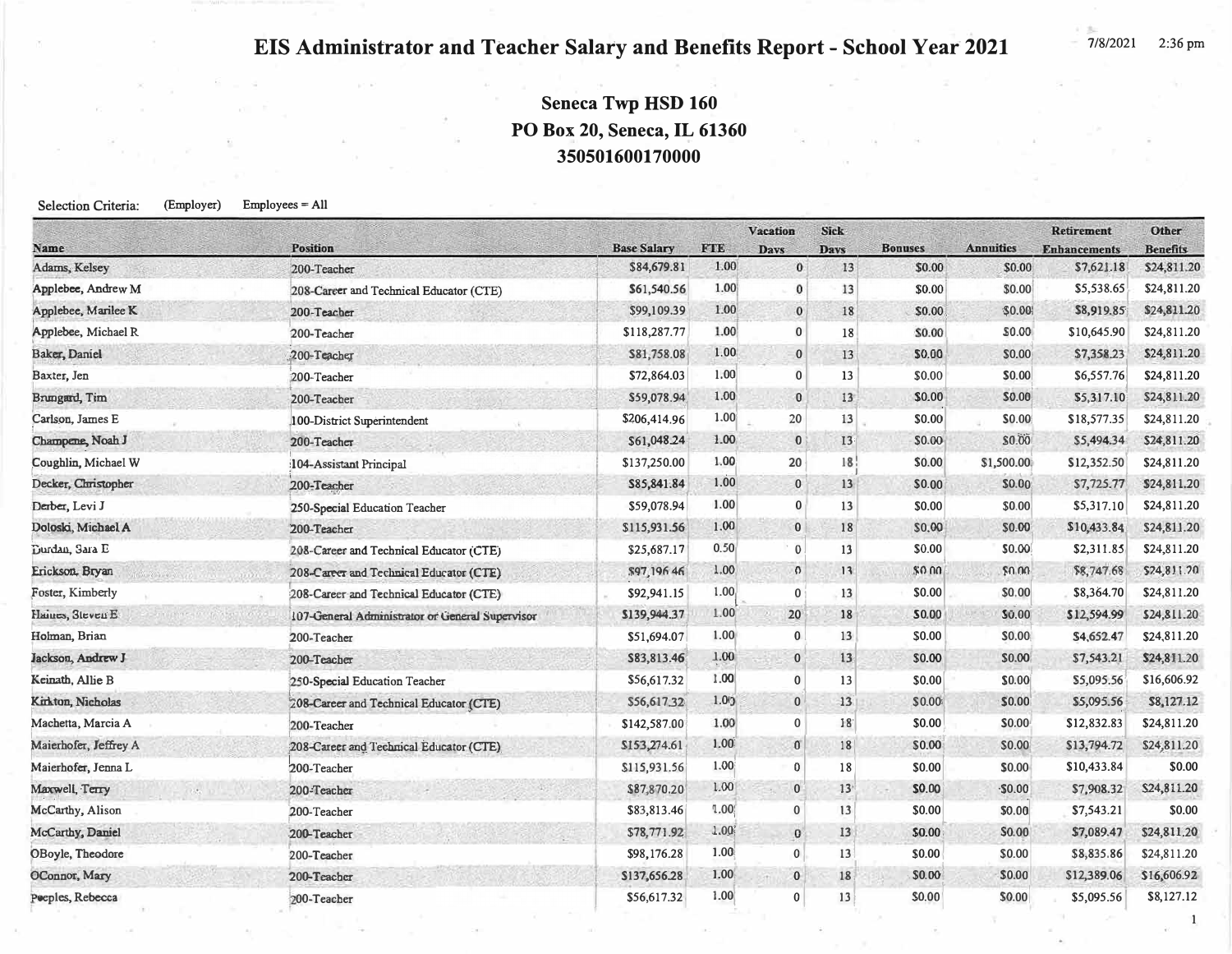# EIS Administrator and Teacher Salary and Benefits Report - School Year 2021

7/8/2021 2:36 pm

## Seneca Twp HSD 160
## PO Box 20, Seneca, IL 61360
## 350501600170000

Selection Criteria: (Employer) Employees = All

| Name | Position | Base Salary | FTE | Vacation Days | Sick Days | Bonuses | Annuities | Retirement Enhancements | Other Benefits |
|---|---|---|---|---|---|---|---|---|---|
| Adams, Kelsey | 200-Teacher | $84,679.81 | 1.00 | 0 | 13 | $0.00 | $0.00 | $7,621.18 | $24,811.20 |
| Applebee, Andrew M | 208-Career and Technical Educator (CTE) | $61,540.56 | 1.00 | 0 | 13 | $0.00 | $0.00 | $5,538.65 | $24,811.20 |
| Applebee, Marilee K | 200-Teacher | $99,109.39 | 1.00 | 0 | 18 | $0.00 | $0.00 | $8,919.85 | $24,811.20 |
| Applebee, Michael R | 200-Teacher | $118,287.77 | 1.00 | 0 | 18 | $0.00 | $0.00 | $10,645.90 | $24,811.20 |
| Baker, Daniel | 200-Teacher | $81,758.08 | 1.00 | 0 | 13 | $0.00 | $0.00 | $7,358.23 | $24,811.20 |
| Baxter, Jen | 200-Teacher | $72,864.03 | 1.00 | 0 | 13 | $0.00 | $0.00 | $6,557.76 | $24,811.20 |
| Brungard, Tim | 200-Teacher | $59,078.94 | 1.00 | 0 | 13 | $0.00 | $0.00 | $5,317.10 | $24,811.20 |
| Carlson, James E | 100-District Superintendent | $206,414.96 | 1.00 | 20 | 13 | $0.00 | $0.00 | $18,577.35 | $24,811.20 |
| Champene, Noah J | 200-Teacher | $61,048.24 | 1.00 | 0 | 13 | $0.00 | $0.00 | $5,494.34 | $24,811.20 |
| Coughlin, Michael W | 104-Assistant Principal | $137,250.00 | 1.00 | 20 | 18 | $0.00 | $1,500.00 | $12,352.50 | $24,811.20 |
| Decker, Christopher | 200-Teacher | $85,841.84 | 1.00 | 0 | 13 | $0.00 | $0.00 | $7,725.77 | $24,811.20 |
| Derber, Levi J | 250-Special Education Teacher | $59,078.94 | 1.00 | 0 | 13 | $0.00 | $0.00 | $5,317.10 | $24,811.20 |
| Doloski, Michael A | 200-Teacher | $115,931.56 | 1.00 | 0 | 18 | $0.00 | $0.00 | $10,433.84 | $24,811.20 |
| Durdan, Sara E | 208-Career and Technical Educator (CTE) | $25,687.17 | 0.50 | 0 | 13 | $0.00 | $0.00 | $2,311.85 | $24,811.20 |
| Erickson, Bryan | 208-Career and Technical Educator (CTE) | $97,196.46 | 1.00 | 0 | 13 | $0.00 | $0.00 | $8,747.68 | $24,811.20 |
| Foster, Kimberly | 208-Career and Technical Educator (CTE) | $92,941.15 | 1.00 | 0 | 13 | $0.00 | $0.00 | $8,364.70 | $24,811.20 |
| Haines, Steven E | 107-General Administrator or General Supervisor | $139,944.37 | 1.00 | 20 | 18 | $0.00 | $0.00 | $12,594.99 | $24,811.20 |
| Holman, Brian | 200-Teacher | $51,694.07 | 1.00 | 0 | 13 | $0.00 | $0.00 | $4,652.47 | $24,811.20 |
| Jackson, Andrew J | 200-Teacher | $83,813.46 | 1.00 | 0 | 13 | $0.00 | $0.00 | $7,543.21 | $24,811.20 |
| Keinath, Allie B | 250-Special Education Teacher | $56,617.32 | 1.00 | 0 | 13 | $0.00 | $0.00 | $5,095.56 | $16,606.92 |
| Kirkton, Nicholas | 208-Career and Technical Educator (CTE) | $56,617.32 | 1.00 | 0 | 13 | $0.00 | $0.00 | $5,095.56 | $8,127.12 |
| Machetta, Marcia A | 200-Teacher | $142,587.00 | 1.00 | 0 | 18 | $0.00 | $0.00 | $12,832.83 | $24,811.20 |
| Maierhofer, Jeffrey A | 208-Career and Technical Educator (CTE) | $153,274.61 | 1.00 | 0 | 18 | $0.00 | $0.00 | $13,794.72 | $24,811.20 |
| Maierhofer, Jenna L | 200-Teacher | $115,931.56 | 1.00 | 0 | 18 | $0.00 | $0.00 | $10,433.84 | $0.00 |
| Maxwell, Terry | 200-Teacher | $87,870.20 | 1.00 | 0 | 13 | $0.00 | $0.00 | $7,908.32 | $24,811.20 |
| McCarthy, Alison | 200-Teacher | $83,813.46 | 1.00 | 0 | 13 | $0.00 | $0.00 | $7,543.21 | $0.00 |
| McCarthy, Daniel | 200-Teacher | $78,771.92 | 1.00 | 0 | 13 | $0.00 | $0.00 | $7,089.47 | $24,811.20 |
| OBoyle, Theodore | 200-Teacher | $98,176.28 | 1.00 | 0 | 13 | $0.00 | $0.00 | $8,835.86 | $24,811.20 |
| OConnor, Mary | 200-Teacher | $137,656.28 | 1.00 | 0 | 18 | $0.00 | $0.00 | $12,389.06 | $16,606.92 |
| Peeples, Rebecca | 200-Teacher | $56,617.32 | 1.00 | 0 | 13 | $0.00 | $0.00 | $5,095.56 | $8,127.12 |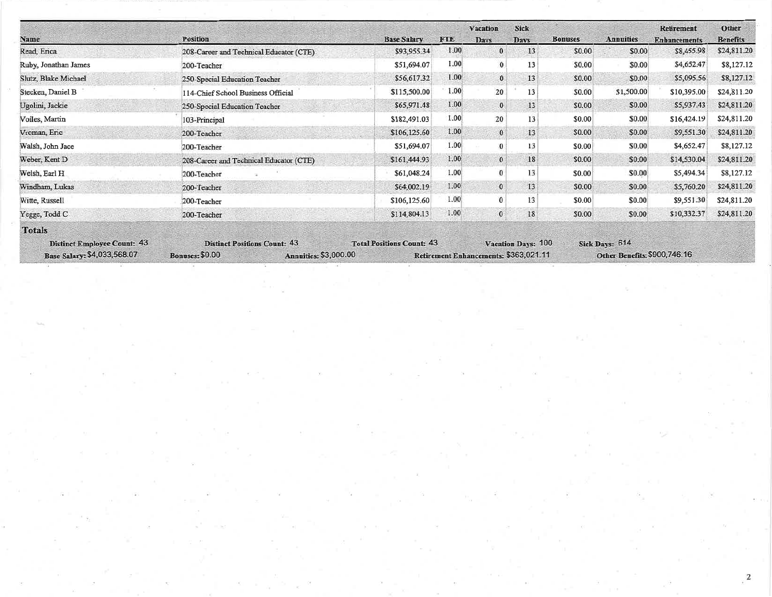| Name | Position | Base Salary | FTE | Vacation Days | Sick Days | Bonuses | Annuities | Retirement Enhancements | Other Benefits |
|---|---|---|---|---|---|---|---|---|---|
| Read, Erica | 208-Career and Technical Educator (CTE) | $93,955.34 | 1.00 | 0 | 13 | $0.00 | $0.00 | $8,455.98 | $24,811.20 |
| Ruby, Jonathan James | 200-Teacher | $51,694.07 | 1.00 | 0 | 13 | $0.00 | $0.00 | $4,652.47 | $8,127.12 |
| Slutz, Blake Michael | 250-Special Education Teacher | $56,617.32 | 1.00 | 0 | 13 | $0.00 | $0.00 | $5,095.56 | $8,127.12 |
| Stecken, Daniel B | 114-Chief School Business Official | $115,500.00 | 1.00 | 20 | 13 | $0.00 | $1,500.00 | $10,395.00 | $24,811.20 |
| Ugolini, Jackie | 250-Special Education Teacher | $65,971.48 | 1.00 | 0 | 13 | $0.00 | $0.00 | $5,937.43 | $24,811.20 |
| Voiles, Martin | 103-Principal | $182,491.03 | 1.00 | 20 | 13 | $0.00 | $0.00 | $16,424.19 | $24,811.20 |
| Vroman, Eric | 200-Teacher | $106,125.60 | 1.00 | 0 | 13 | $0.00 | $0.00 | $9,551.30 | $24,811.20 |
| Walsh, John Jace | 200-Teacher | $51,694.07 | 1.00 | 0 | 13 | $0.00 | $0.00 | $4,652.47 | $8,127.12 |
| Weber, Kent D | 208-Career and Technical Educator (CTE) | $161,444.93 | 1.00 | 0 | 18 | $0.00 | $0.00 | $14,530.04 | $24,811.20 |
| Welsh, Earl H | 200-Teacher | $61,048.24 | 1.00 | 0 | 13 | $0.00 | $0.00 | $5,494.34 | $8,127.12 |
| Windham, Lukas | 200-Teacher | $64,002.19 | 1.00 | 0 | 13 | $0.00 | $0.00 | $5,760.20 | $24,811.20 |
| Witte, Russell | 200-Teacher | $106,125.60 | 1.00 | 0 | 13 | $0.00 | $0.00 | $9,551.30 | $24,811.20 |
| Yegge, Todd C | 200-Teacher | $114,804.13 | 1.00 | 0 | 18 | $0.00 | $0.00 | $10,332.37 | $24,811.20 |

**Totals**

**Distinct Employee Count:** 43 | **Distinct Positions Count:** 43 | **Total Positions Count:** 43 | **Vacation Days:** 100 | **Sick Days:** 614

**Base Salary:** $4,033,568.07 | **Bonuses:** $0.00 | **Annuities:** $3,000.00 | **Retirement Enhancements:** $363,021.11 | **Other Benefits:** $900,746.16